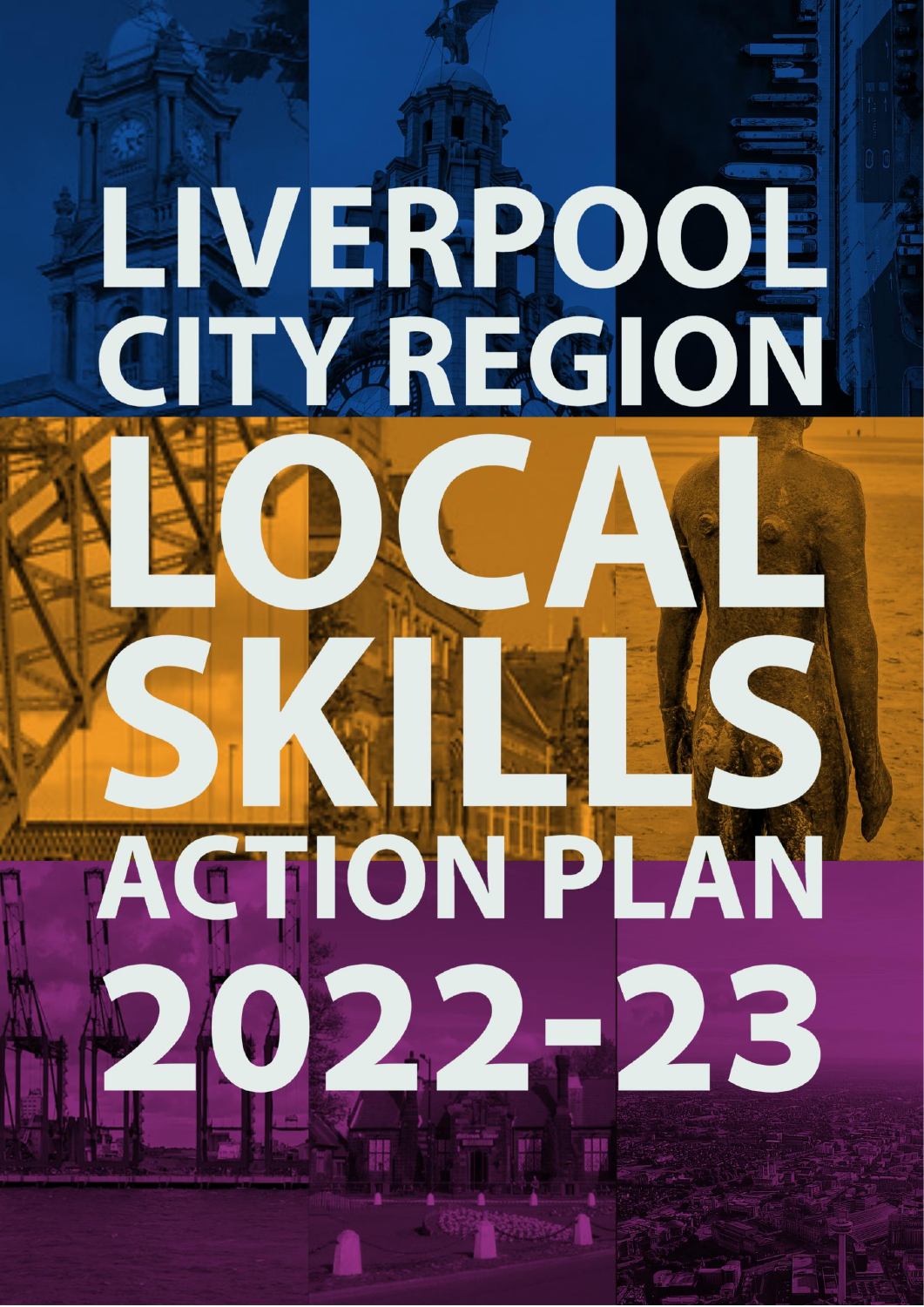# LIVERPOOL CITY REGION LOCAL SKILLS ACTION PLAN 2022-23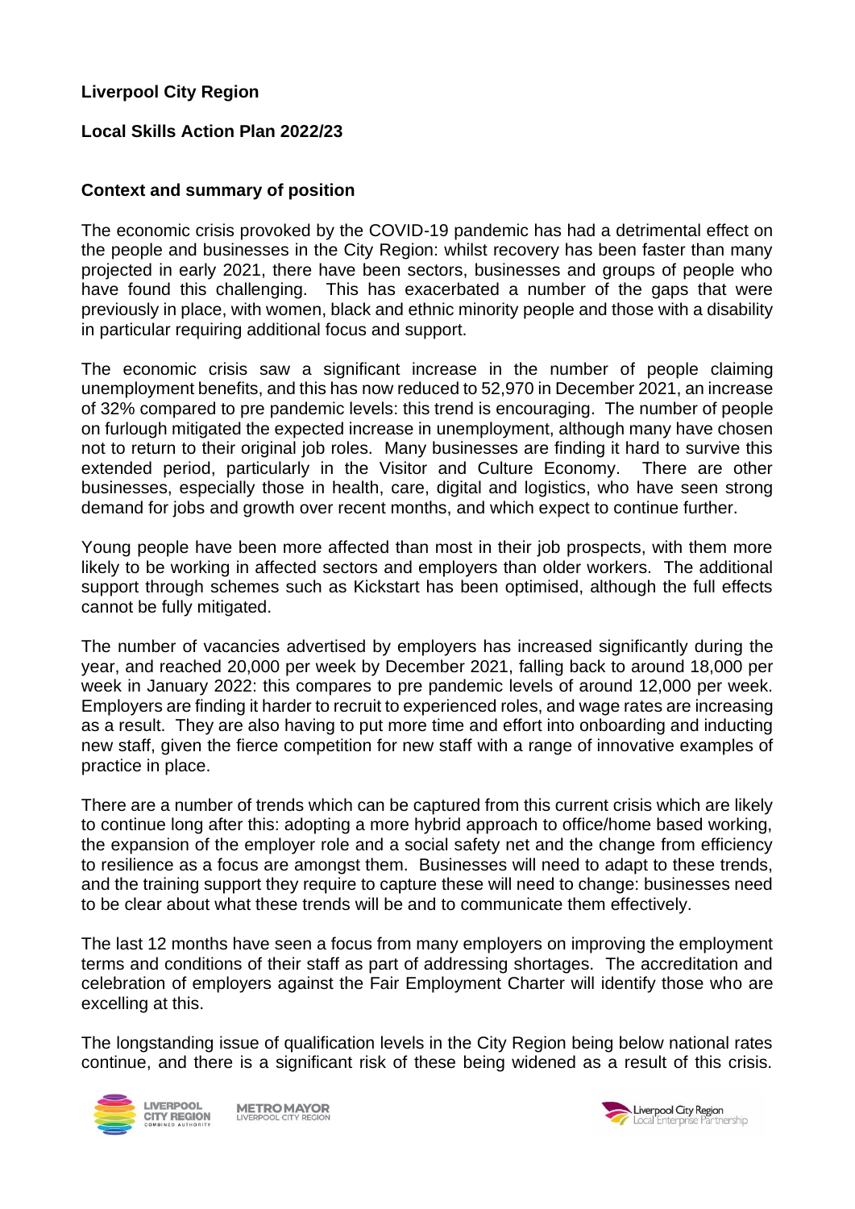**Liverpool City Region**

**Local Skills Action Plan 2022/23**

**Context and summary of position**

The economic crisis provoked by the COVID-19 pandemic has had a detrimental effect on the people and businesses in the City Region: whilst recovery has been faster than many projected in early 2021, there have been sectors, businesses and groups of people who have found this challenging. This has exacerbated a number of the gaps that were previously in place, with women, black and ethnic minority people and those with a disability in particular requiring additional focus and support.

The economic crisis saw a significant increase in the number of people claiming unemployment benefits, and this has now reduced to 52,970 in December 2021, an increase of 32% compared to pre pandemic levels: this trend is encouraging. The number of people on furlough mitigated the expected increase in unemployment, although many have chosen not to return to their original job roles. Many businesses are finding it hard to survive this extended period, particularly in the Visitor and Culture Economy. There are other businesses, especially those in health, care, digital and logistics, who have seen strong demand for jobs and growth over recent months, and which expect to continue further.

Young people have been more affected than most in their job prospects, with them more likely to be working in affected sectors and employers than older workers. The additional support through schemes such as Kickstart has been optimised, although the full effects cannot be fully mitigated.

The number of vacancies advertised by employers has increased significantly during the year, and reached 20,000 per week by December 2021, falling back to around 18,000 per week in January 2022: this compares to pre pandemic levels of around 12,000 per week. Employers are finding it harder to recruit to experienced roles, and wage rates are increasing as a result. They are also having to put more time and effort into onboarding and inducting new staff, given the fierce competition for new staff with a range of innovative examples of practice in place.

There are a number of trends which can be captured from this current crisis which are likely to continue long after this: adopting a more hybrid approach to office/home based working, the expansion of the employer role and a social safety net and the change from efficiency to resilience as a focus are amongst them. Businesses will need to adapt to these trends, and the training support they require to capture these will need to change: businesses need to be clear about what these trends will be and to communicate them effectively.

The last 12 months have seen a focus from many employers on improving the employment terms and conditions of their staff as part of addressing shortages. The accreditation and celebration of employers against the Fair Employment Charter will identify those who are excelling at this.

The longstanding issue of qualification levels in the City Region being below national rates continue, and there is a significant risk of these being widened as a result of this crisis.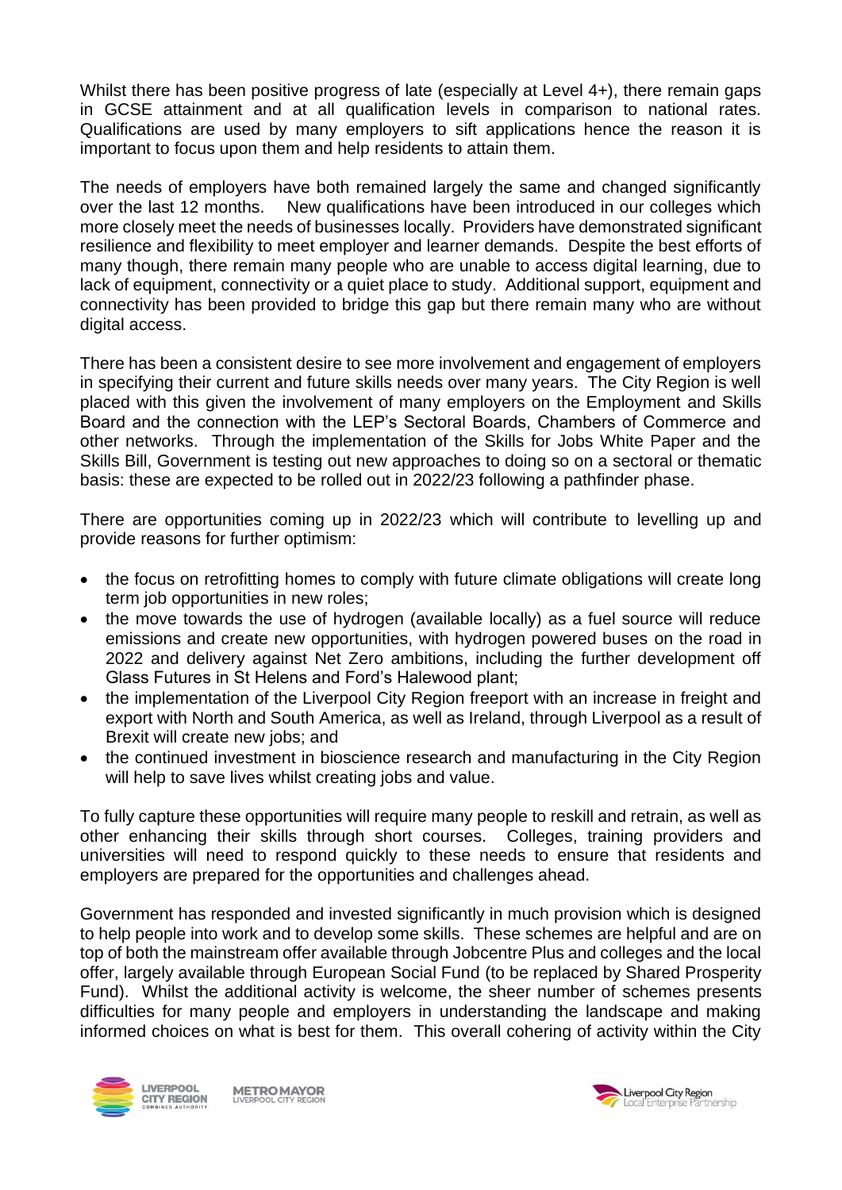Whilst there has been positive progress of late (especially at Level 4+), there remain gaps in GCSE attainment and at all qualification levels in comparison to national rates. Qualifications are used by many employers to sift applications hence the reason it is important to focus upon them and help residents to attain them.

The needs of employers have both remained largely the same and changed significantly over the last 12 months. New qualifications have been introduced in our colleges which more closely meet the needs of businesses locally. Providers have demonstrated significant resilience and flexibility to meet employer and learner demands. Despite the best efforts of many though, there remain many people who are unable to access digital learning, due to lack of equipment, connectivity or a quiet place to study. Additional support, equipment and connectivity has been provided to bridge this gap but there remain many who are without digital access.

There has been a consistent desire to see more involvement and engagement of employers in specifying their current and future skills needs over many years. The City Region is well placed with this given the involvement of many employers on the Employment and Skills Board and the connection with the LEP's Sectoral Boards, Chambers of Commerce and other networks. Through the implementation of the Skills for Jobs White Paper and the Skills Bill, Government is testing out new approaches to doing so on a sectoral or thematic basis: these are expected to be rolled out in 2022/23 following a pathfinder phase.

There are opportunities coming up in 2022/23 which will contribute to levelling up and provide reasons for further optimism:

- the focus on retrofitting homes to comply with future climate obligations will create long term job opportunities in new roles;
- the move towards the use of hydrogen (available locally) as a fuel source will reduce emissions and create new opportunities, with hydrogen powered buses on the road in 2022 and delivery against Net Zero ambitions, including the further development off Glass Futures in St Helens and Ford's Halewood plant;
- the implementation of the Liverpool City Region freeport with an increase in freight and export with North and South America, as well as Ireland, through Liverpool as a result of Brexit will create new jobs; and
- the continued investment in bioscience research and manufacturing in the City Region will help to save lives whilst creating jobs and value.

To fully capture these opportunities will require many people to reskill and retrain, as well as other enhancing their skills through short courses. Colleges, training providers and universities will need to respond quickly to these needs to ensure that residents and employers are prepared for the opportunities and challenges ahead.

Government has responded and invested significantly in much provision which is designed to help people into work and to develop some skills. These schemes are helpful and are on top of both the mainstream offer available through Jobcentre Plus and colleges and the local offer, largely available through European Social Fund (to be replaced by Shared Prosperity Fund). Whilst the additional activity is welcome, the sheer number of schemes presents difficulties for many people and employers in understanding the landscape and making informed choices on what is best for them. This overall cohering of activity within the City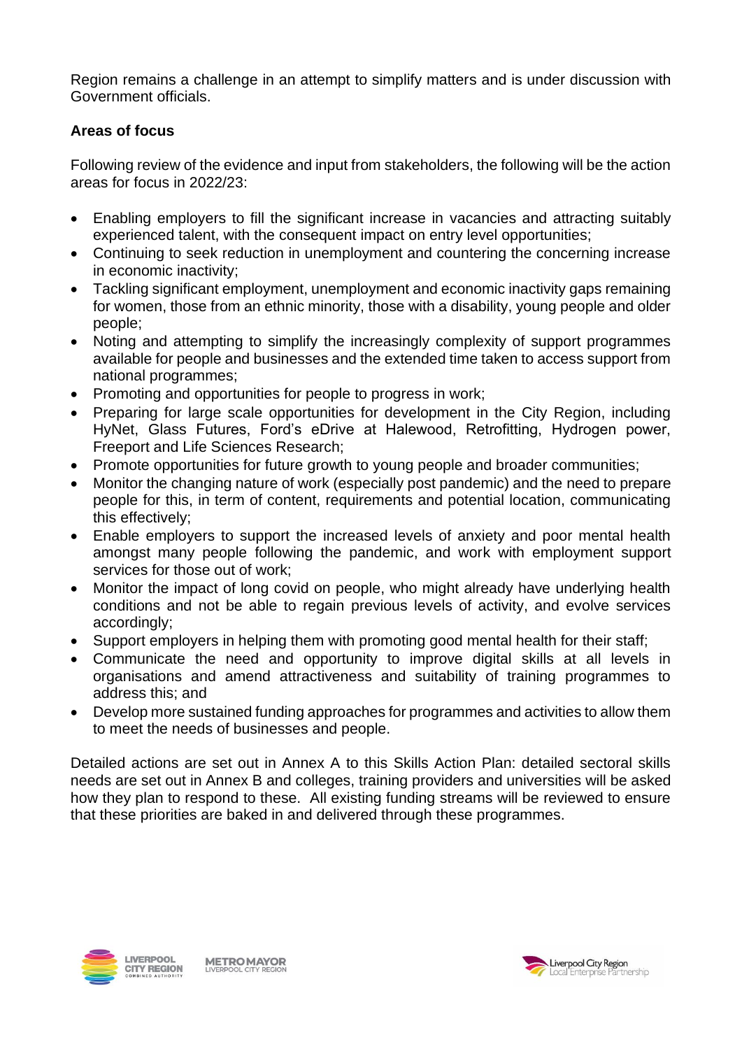Region remains a challenge in an attempt to simplify matters and is under discussion with Government officials.

**Areas of focus**

Following review of the evidence and input from stakeholders, the following will be the action areas for focus in 2022/23:

- Enabling employers to fill the significant increase in vacancies and attracting suitably experienced talent, with the consequent impact on entry level opportunities;
- Continuing to seek reduction in unemployment and countering the concerning increase in economic inactivity;
- Tackling significant employment, unemployment and economic inactivity gaps remaining for women, those from an ethnic minority, those with a disability, young people and older people;
- Noting and attempting to simplify the increasingly complexity of support programmes available for people and businesses and the extended time taken to access support from national programmes;
- Promoting and opportunities for people to progress in work;
- Preparing for large scale opportunities for development in the City Region, including HyNet, Glass Futures, Ford's eDrive at Halewood, Retrofitting, Hydrogen power, Freeport and Life Sciences Research;
- Promote opportunities for future growth to young people and broader communities;
- Monitor the changing nature of work (especially post pandemic) and the need to prepare people for this, in term of content, requirements and potential location, communicating this effectively;
- Enable employers to support the increased levels of anxiety and poor mental health amongst many people following the pandemic, and work with employment support services for those out of work;
- Monitor the impact of long covid on people, who might already have underlying health conditions and not be able to regain previous levels of activity, and evolve services accordingly;
- Support employers in helping them with promoting good mental health for their staff;
- Communicate the need and opportunity to improve digital skills at all levels in organisations and amend attractiveness and suitability of training programmes to address this; and
- Develop more sustained funding approaches for programmes and activities to allow them to meet the needs of businesses and people.

Detailed actions are set out in Annex A to this Skills Action Plan: detailed sectoral skills needs are set out in Annex B and colleges, training providers and universities will be asked how they plan to respond to these. All existing funding streams will be reviewed to ensure that these priorities are baked in and delivered through these programmes.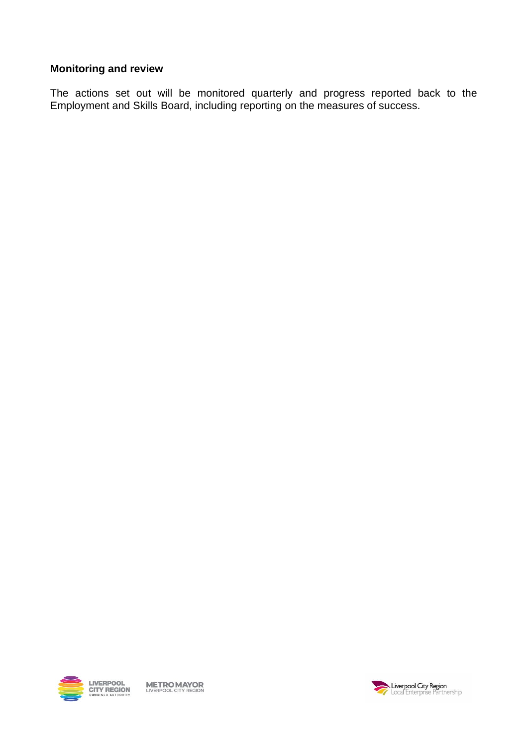**Monitoring and review**

The actions set out will be monitored quarterly and progress reported back to the Employment and Skills Board, including reporting on the measures of success.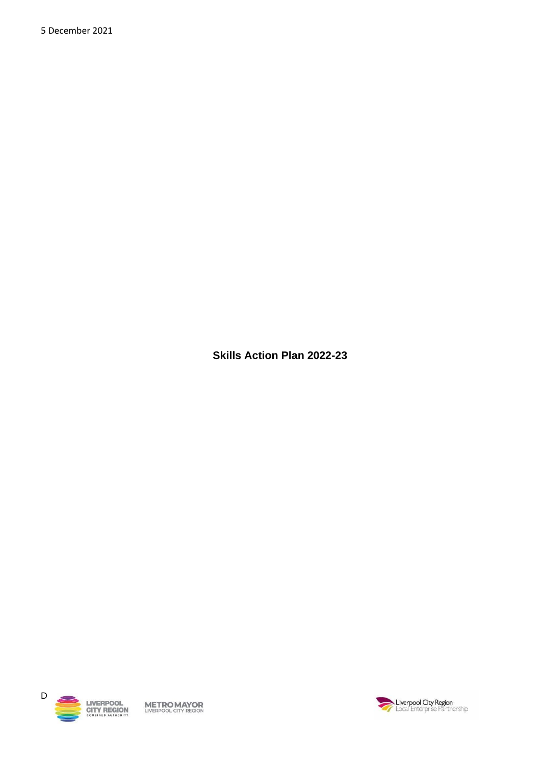5 December 2021

**Skills Action Plan 2022-23**

D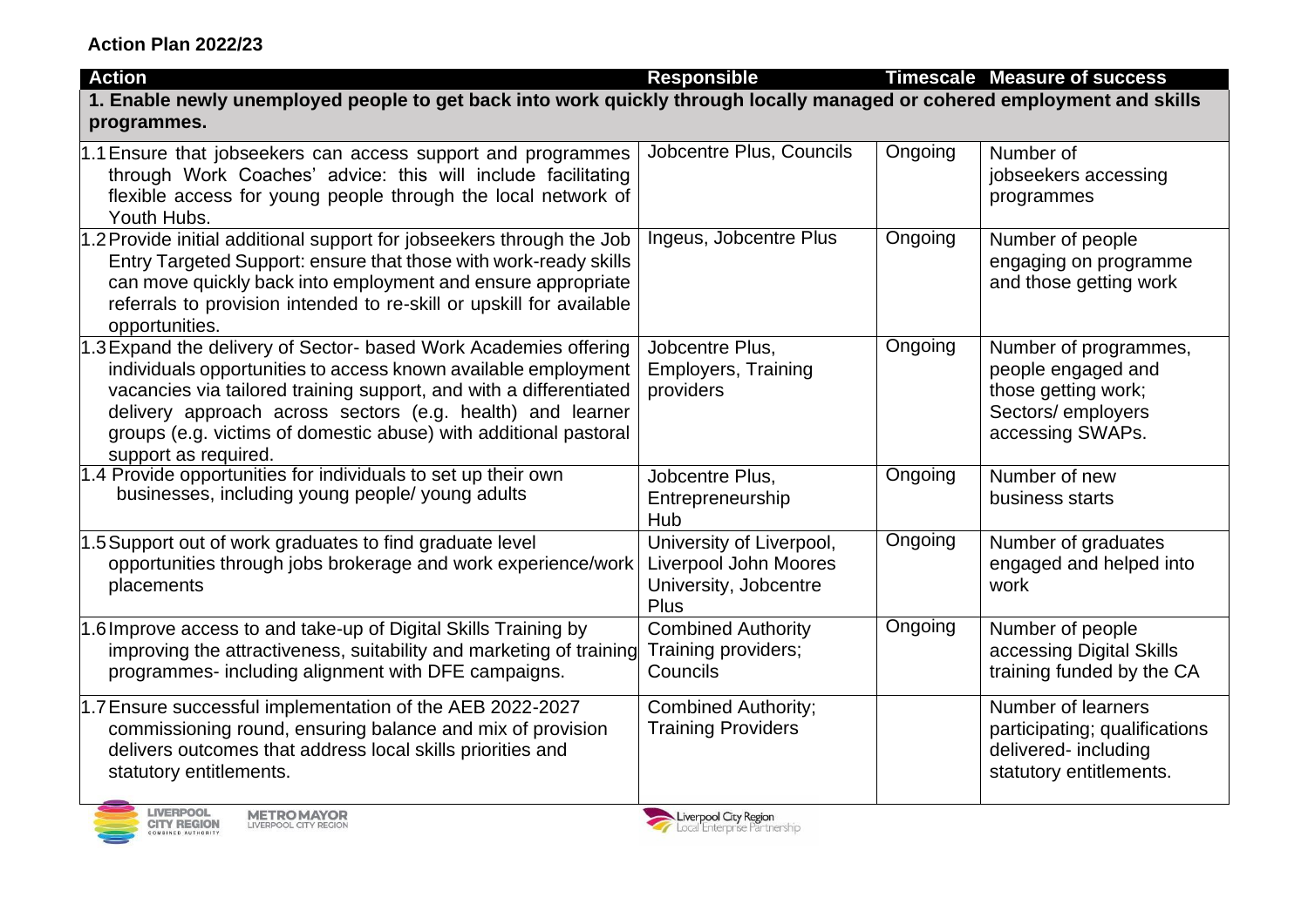**Action Plan 2022/23**

| Action | Responsible | Timescale | Measure of success |
|---|---|---|---|
| **1. Enable newly unemployed people to get back into work quickly through locally managed or cohered employment and skills programmes.** | | | |
| 1.1 Ensure that jobseekers can access support and programmes through Work Coaches' advice: this will include facilitating flexible access for young people through the local network of Youth Hubs. | Jobcentre Plus, Councils | Ongoing | Number of jobseekers accessing programmes |
| 1.2 Provide initial additional support for jobseekers through the Job Entry Targeted Support: ensure that those with work-ready skills can move quickly back into employment and ensure appropriate referrals to provision intended to re-skill or upskill for available opportunities. | Ingeus, Jobcentre Plus | Ongoing | Number of people engaging on programme and those getting work |
| 1.3 Expand the delivery of Sector- based Work Academies offering individuals opportunities to access known available employment vacancies via tailored training support, and with a differentiated delivery approach across sectors (e.g. health) and learner groups (e.g. victims of domestic abuse) with additional pastoral support as required. | Jobcentre Plus, Employers, Training providers | Ongoing | Number of programmes, people engaged and those getting work; Sectors/ employers accessing SWAPs. |
| 1.4 Provide opportunities for individuals to set up their own businesses, including young people/ young adults | Jobcentre Plus, Entrepreneurship Hub | Ongoing | Number of new business starts |
| 1.5 Support out of work graduates to find graduate level opportunities through jobs brokerage and work experience/work placements | University of Liverpool, Liverpool John Moores University, Jobcentre Plus | Ongoing | Number of graduates engaged and helped into work |
| 1.6 Improve access to and take-up of Digital Skills Training by improving the attractiveness, suitability and marketing of training programmes- including alignment with DFE campaigns. | Combined Authority Training providers; Councils | Ongoing | Number of people accessing Digital Skills training funded by the CA |
| 1.7 Ensure successful implementation of the AEB 2022-2027 commissioning round, ensuring balance and mix of provision delivers outcomes that address local skills priorities and statutory entitlements. | Combined Authority; Training Providers | | Number of learners participating; qualifications delivered- including statutory entitlements. |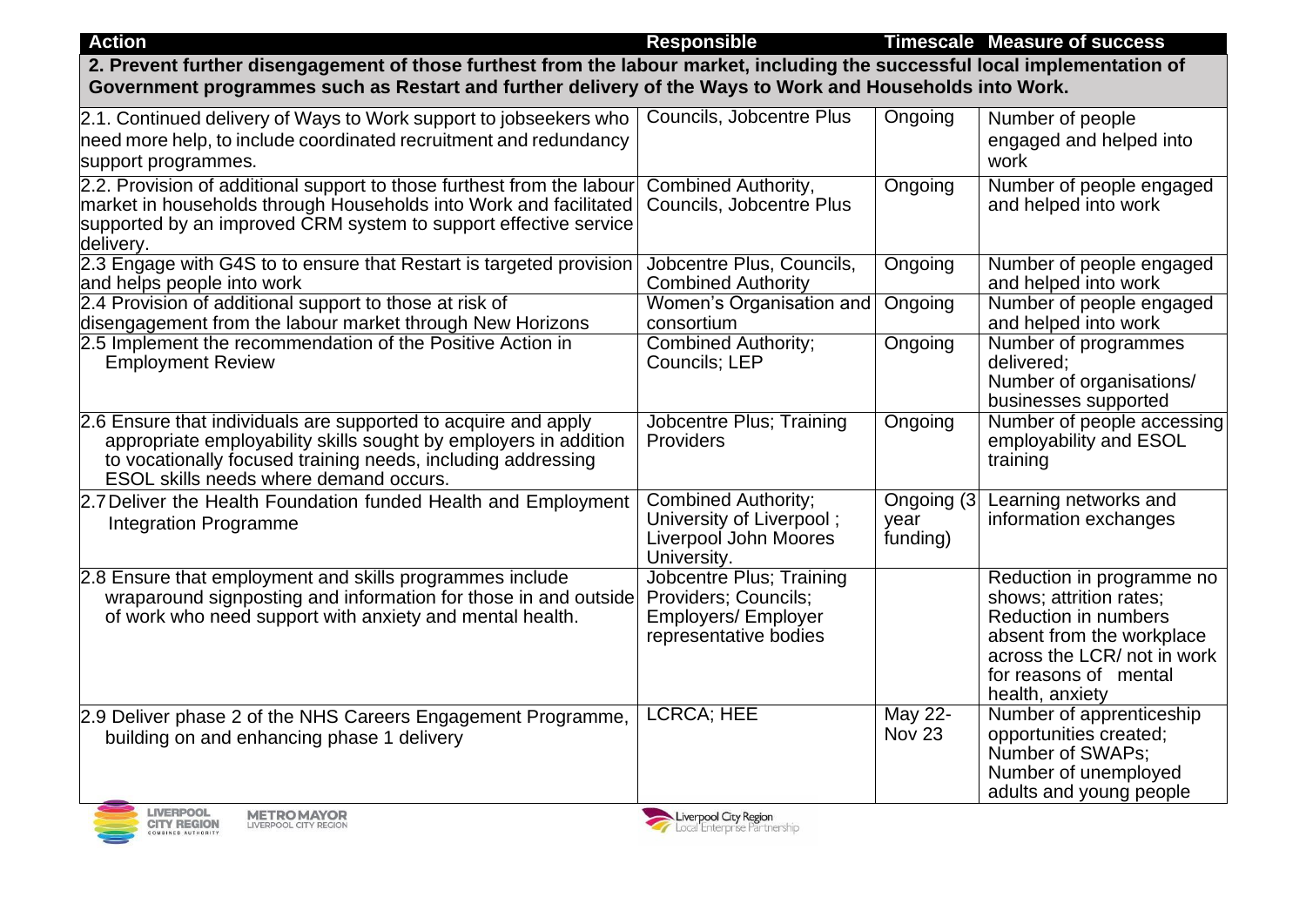| Action | Responsible | Timescale | Measure of success |
|---|---|---|---|
| **2. Prevent further disengagement of those furthest from the labour market, including the successful local implementation of Government programmes such as Restart and further delivery of the Ways to Work and Households into Work.** | | | |
| 2.1. Continued delivery of Ways to Work support to jobseekers who need more help, to include coordinated recruitment and redundancy support programmes. | Councils, Jobcentre Plus | Ongoing | Number of people engaged and helped into work |
| 2.2. Provision of additional support to those furthest from the labour market in households through Households into Work and facilitated supported by an improved CRM system to support effective service delivery. | Combined Authority, Councils, Jobcentre Plus | Ongoing | Number of people engaged and helped into work |
| 2.3 Engage with G4S to to ensure that Restart is targeted provision and helps people into work | Jobcentre Plus, Councils, Combined Authority | Ongoing | Number of people engaged and helped into work |
| 2.4 Provision of additional support to those at risk of disengagement from the labour market through New Horizons | Women's Organisation and consortium | Ongoing | Number of people engaged and helped into work |
| 2.5 Implement the recommendation of the Positive Action in Employment Review | Combined Authority; Councils; LEP | Ongoing | Number of programmes delivered;<br>Number of organisations/ businesses supported |
| 2.6 Ensure that individuals are supported to acquire and apply appropriate employability skills sought by employers in addition to vocationally focused training needs, including addressing ESOL skills needs where demand occurs. | Jobcentre Plus; Training Providers | Ongoing | Number of people accessing employability and ESOL training |
| 2.7 Deliver the Health Foundation funded Health and Employment Integration Programme | Combined Authority; University of Liverpool ; Liverpool John Moores University. | Ongoing (3 year funding) | Learning networks and information exchanges |
| 2.8 Ensure that employment and skills programmes include wraparound signposting and information for those in and outside of work who need support with anxiety and mental health. | Jobcentre Plus; Training Providers; Councils; Employers/ Employer representative bodies | | Reduction in programme no shows; attrition rates; Reduction in numbers absent from the workplace across the LCR/ not in work for reasons of mental health, anxiety |
| 2.9 Deliver phase 2 of the NHS Careers Engagement Programme, building on and enhancing phase 1 delivery | LCRCA; HEE | May 22-Nov 23 | Number of apprenticeship opportunities created;<br>Number of SWAPs;<br>Number of unemployed adults and young people |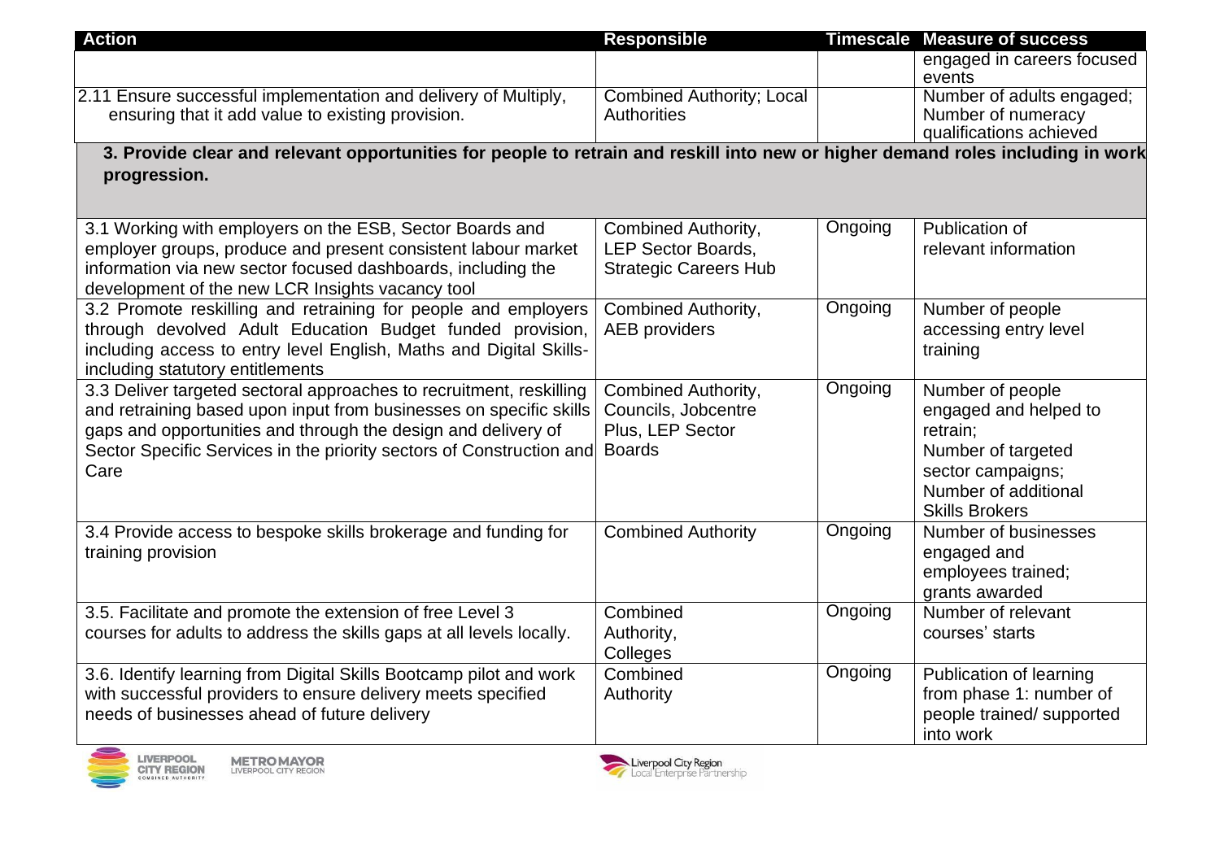| Action | Responsible | Timescale | Measure of success |
| --- | --- | --- | --- |
| | | | engaged in careers focused events |
| 2.11 Ensure successful implementation and delivery of Multiply, ensuring that it add value to existing provision. | Combined Authority; Local Authorities | | Number of adults engaged; Number of numeracy qualifications achieved |
| **3. Provide clear and relevant opportunities for people to retrain and reskill into new or higher demand roles including in work progression.** | | | |
| 3.1 Working with employers on the ESB, Sector Boards and employer groups, produce and present consistent labour market information via new sector focused dashboards, including the development of the new LCR Insights vacancy tool | Combined Authority, LEP Sector Boards, Strategic Careers Hub | Ongoing | Publication of relevant information |
| 3.2 Promote reskilling and retraining for people and employers through devolved Adult Education Budget funded provision, including access to entry level English, Maths and Digital Skills-including statutory entitlements | Combined Authority, AEB providers | Ongoing | Number of people accessing entry level training |
| 3.3 Deliver targeted sectoral approaches to recruitment, reskilling and retraining based upon input from businesses on specific skills gaps and opportunities and through the design and delivery of Sector Specific Services in the priority sectors of Construction and Care | Combined Authority, Councils, Jobcentre Plus, LEP Sector Boards | Ongoing | Number of people engaged and helped to retrain; Number of targeted sector campaigns; Number of additional Skills Brokers |
| 3.4 Provide access to bespoke skills brokerage and funding for training provision | Combined Authority | Ongoing | Number of businesses engaged and employees trained; grants awarded |
| 3.5. Facilitate and promote the extension of free Level 3 courses for adults to address the skills gaps at all levels locally. | Combined Authority, Colleges | Ongoing | Number of relevant courses' starts |
| 3.6. Identify learning from Digital Skills Bootcamp pilot and work with successful providers to ensure delivery meets specified needs of businesses ahead of future delivery | Combined Authority | Ongoing | Publication of learning from phase 1: number of people trained/ supported into work |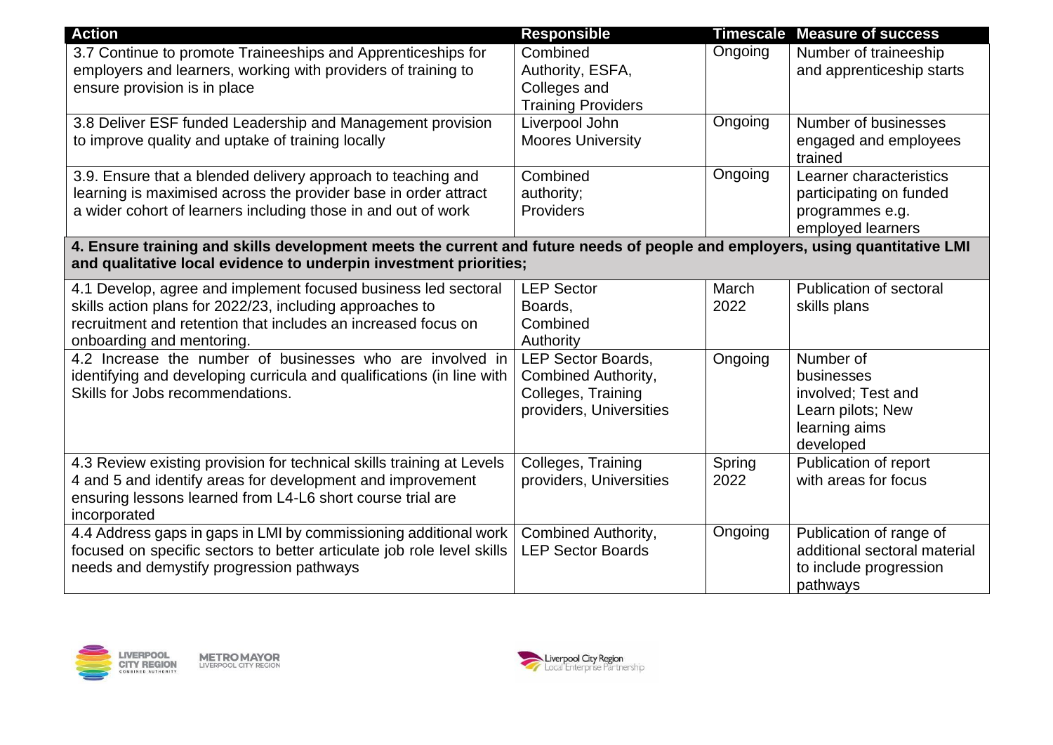| Action | Responsible | Timescale | Measure of success |
|---|---|---|---|
| 3.7 Continue to promote Traineeships and Apprenticeships for employers and learners, working with providers of training to ensure provision is in place | Combined Authority, ESFA, Colleges and Training Providers | Ongoing | Number of traineeship and apprenticeship starts |
| 3.8 Deliver ESF funded Leadership and Management provision to improve quality and uptake of training locally | Liverpool John Moores University | Ongoing | Number of businesses engaged and employees trained |
| 3.9. Ensure that a blended delivery approach to teaching and learning is maximised across the provider base in order attract a wider cohort of learners including those in and out of work | Combined authority; Providers | Ongoing | Learner characteristics participating on funded programmes e.g. employed learners |
| **4. Ensure training and skills development meets the current and future needs of people and employers, using quantitative LMI and qualitative local evidence to underpin investment priorities;** | | | |
| 4.1 Develop, agree and implement focused business led sectoral skills action plans for 2022/23, including approaches to recruitment and retention that includes an increased focus on onboarding and mentoring. | LEP Sector Boards, Combined Authority | March 2022 | Publication of sectoral skills plans |
| 4.2 Increase the number of businesses who are involved in identifying and developing curricula and qualifications (in line with Skills for Jobs recommendations. | LEP Sector Boards, Combined Authority, Colleges, Training providers, Universities | Ongoing | Number of businesses involved; Test and Learn pilots; New learning aims developed |
| 4.3 Review existing provision for technical skills training at Levels 4 and 5 and identify areas for development and improvement ensuring lessons learned from L4-L6 short course trial are incorporated | Colleges, Training providers, Universities | Spring 2022 | Publication of report with areas for focus |
| 4.4 Address gaps in gaps in LMI by commissioning additional work focused on specific sectors to better articulate job role level skills needs and demystify progression pathways | Combined Authority, LEP Sector Boards | Ongoing | Publication of range of additional sectoral material to include progression pathways |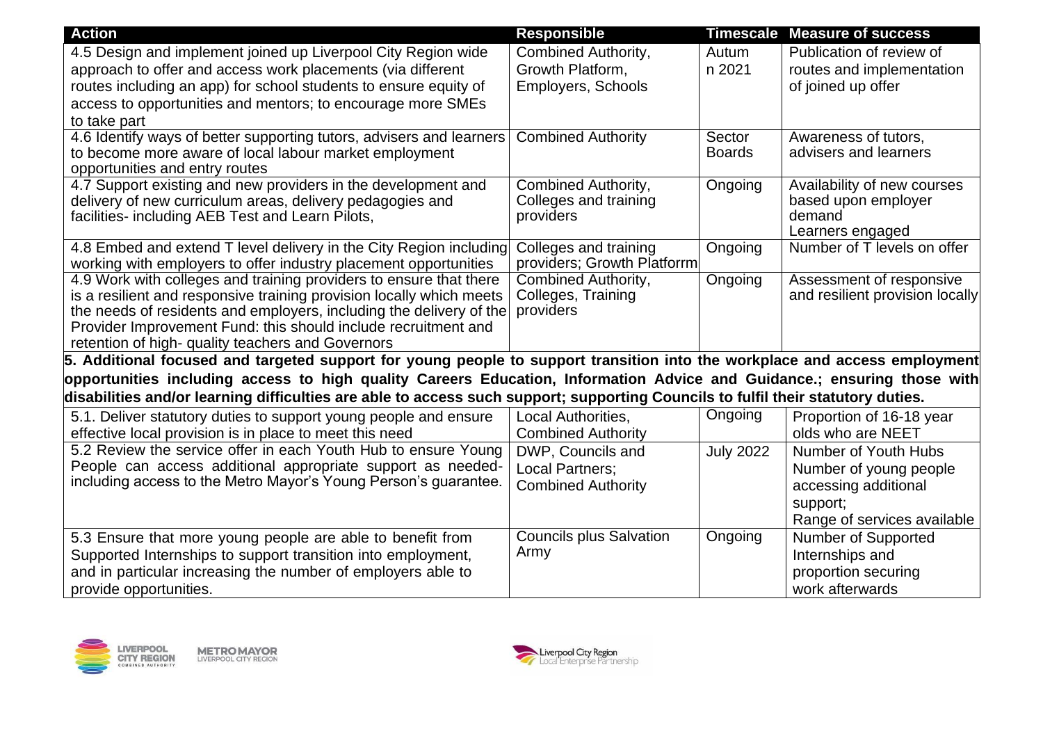| Action | Responsible | Timescale | Measure of success |
|---|---|---|---|
| 4.5 Design and implement joined up Liverpool City Region wide approach to offer and access work placements (via different routes including an app) for school students to ensure equity of access to opportunities and mentors; to encourage more SMEs to take part | Combined Authority, Growth Platform, Employers, Schools | Autumn 2021 | Publication of review of routes and implementation of joined up offer |
| 4.6 Identify ways of better supporting tutors, advisers and learners to become more aware of local labour market employment opportunities and entry routes | Combined Authority | Sector Boards | Awareness of tutors, advisers and learners |
| 4.7 Support existing and new providers in the development and delivery of new curriculum areas, delivery pedagogies and facilities- including AEB Test and Learn Pilots, | Combined Authority, Colleges and training providers | Ongoing | Availability of new courses based upon employer demand<br>Learners engaged |
| 4.8 Embed and extend T level delivery in the City Region including working with employers to offer industry placement opportunities | Colleges and training providers; Growth Platforrm | Ongoing | Number of T levels on offer |
| 4.9 Work with colleges and training providers to ensure that there is a resilient and responsive training provision locally which meets the needs of residents and employers, including the delivery of the Provider Improvement Fund: this should include recruitment and retention of high- quality teachers and Governors | Combined Authority, Colleges, Training providers | Ongoing | Assessment of responsive and resilient provision locally |
| **5. Additional focused and targeted support for young people to support transition into the workplace and access employment opportunities including access to high quality Careers Education, Information Advice and Guidance.; ensuring those with disabilities and/or learning difficulties are able to access such support; supporting Councils to fulfil their statutory duties.** | | | |
| 5.1. Deliver statutory duties to support young people and ensure effective local provision is in place to meet this need | Local Authorities, Combined Authority | Ongoing | Proportion of 16-18 year olds who are NEET |
| 5.2 Review the service offer in each Youth Hub to ensure Young People can access additional appropriate support as needed- including access to the Metro Mayor's Young Person's guarantee. | DWP, Councils and Local Partners; Combined Authority | July 2022 | Number of Youth Hubs<br>Number of young people accessing additional support;<br>Range of services available |
| 5.3 Ensure that more young people are able to benefit from Supported Internships to support transition into employment, and in particular increasing the number of employers able to provide opportunities. | Councils plus Salvation Army | Ongoing | Number of Supported Internships and proportion securing work afterwards |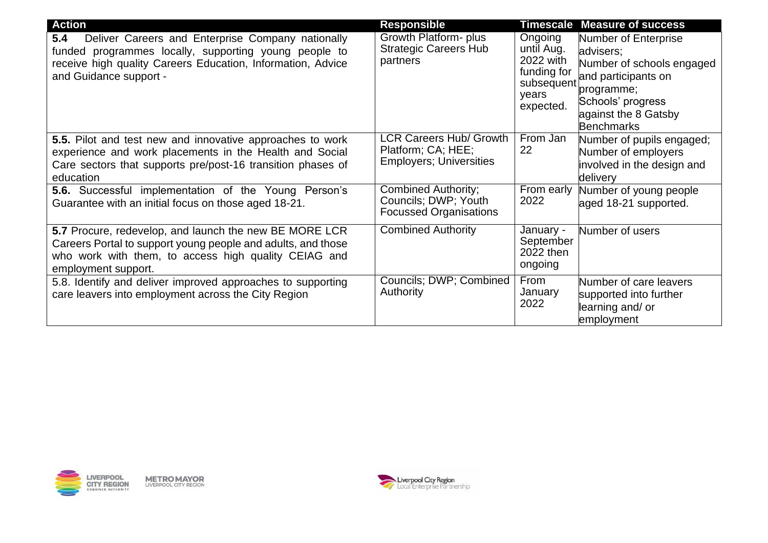| Action | Responsible | Timescale | Measure of success |
|---|---|---|---|
| **5.4** Deliver Careers and Enterprise Company nationally funded programmes locally, supporting young people to receive high quality Careers Education, Information, Advice and Guidance support - | Growth Platform- plus Strategic Careers Hub partners | Ongoing until Aug. 2022 with funding for subsequent years expected. | Number of Enterprise advisers; Number of schools engaged and participants on programme; Schools' progress against the 8 Gatsby Benchmarks |
| **5.5.** Pilot and test new and innovative approaches to work experience and work placements in the Health and Social Care sectors that supports pre/post-16 transition phases of education | LCR Careers Hub/ Growth Platform; CA; HEE; Employers; Universities | From Jan 22 | Number of pupils engaged; Number of employers involved in the design and delivery |
| **5.6.** Successful implementation of the Young Person's Guarantee with an initial focus on those aged 18-21. | Combined Authority; Councils; DWP; Youth Focussed Organisations | From early 2022 | Number of young people aged 18-21 supported. |
| **5.7** Procure, redevelop, and launch the new BE MORE LCR Careers Portal to support young people and adults, and those who work with them, to access high quality CEIAG and employment support. | Combined Authority | January - September 2022 then ongoing | Number of users |
| 5.8. Identify and deliver improved approaches to supporting care leavers into employment across the City Region | Councils; DWP; Combined Authority | From January 2022 | Number of care leavers supported into further learning and/ or employment |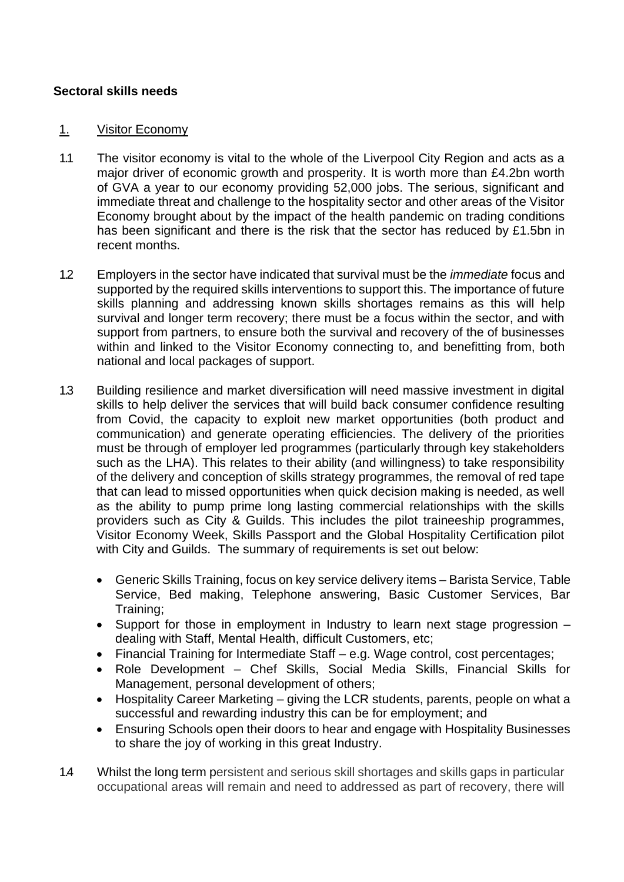**Sectoral skills needs**

1. Visitor Economy

1.1 The visitor economy is vital to the whole of the Liverpool City Region and acts as a major driver of economic growth and prosperity. It is worth more than £4.2bn worth of GVA a year to our economy providing 52,000 jobs. The serious, significant and immediate threat and challenge to the hospitality sector and other areas of the Visitor Economy brought about by the impact of the health pandemic on trading conditions has been significant and there is the risk that the sector has reduced by £1.5bn in recent months.

1.2 Employers in the sector have indicated that survival must be the *immediate* focus and supported by the required skills interventions to support this. The importance of future skills planning and addressing known skills shortages remains as this will help survival and longer term recovery; there must be a focus within the sector, and with support from partners, to ensure both the survival and recovery of the of businesses within and linked to the Visitor Economy connecting to, and benefitting from, both national and local packages of support.

1.3 Building resilience and market diversification will need massive investment in digital skills to help deliver the services that will build back consumer confidence resulting from Covid, the capacity to exploit new market opportunities (both product and communication) and generate operating efficiencies. The delivery of the priorities must be through of employer led programmes (particularly through key stakeholders such as the LHA). This relates to their ability (and willingness) to take responsibility of the delivery and conception of skills strategy programmes, the removal of red tape that can lead to missed opportunities when quick decision making is needed, as well as the ability to pump prime long lasting commercial relationships with the skills providers such as City & Guilds. This includes the pilot traineeship programmes, Visitor Economy Week, Skills Passport and the Global Hospitality Certification pilot with City and Guilds. The summary of requirements is set out below:

- Generic Skills Training, focus on key service delivery items – Barista Service, Table Service, Bed making, Telephone answering, Basic Customer Services, Bar Training;
- Support for those in employment in Industry to learn next stage progression – dealing with Staff, Mental Health, difficult Customers, etc;
- Financial Training for Intermediate Staff – e.g. Wage control, cost percentages;
- Role Development – Chef Skills, Social Media Skills, Financial Skills for Management, personal development of others;
- Hospitality Career Marketing – giving the LCR students, parents, people on what a successful and rewarding industry this can be for employment; and
- Ensuring Schools open their doors to hear and engage with Hospitality Businesses to share the joy of working in this great Industry.

1.4 Whilst the long term persistent and serious skill shortages and skills gaps in particular occupational areas will remain and need to addressed as part of recovery, there will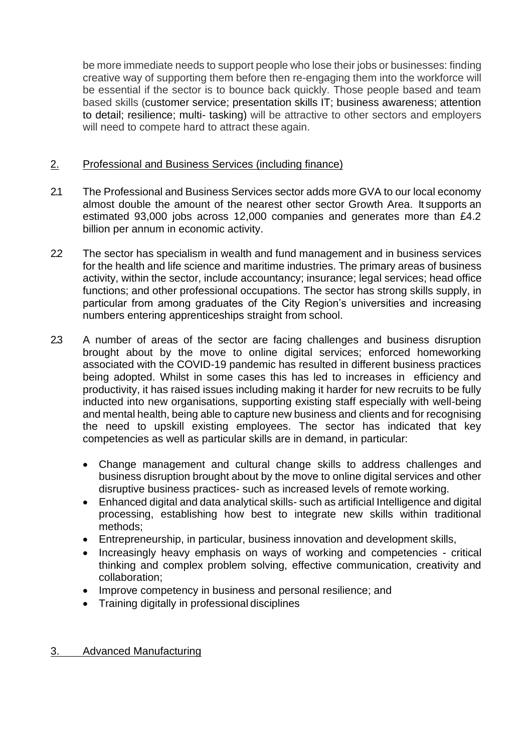be more immediate needs to support people who lose their jobs or businesses: finding creative way of supporting them before then re-engaging them into the workforce will be essential if the sector is to bounce back quickly. Those people based and team based skills (customer service; presentation skills IT; business awareness; attention to detail; resilience; multi- tasking) will be attractive to other sectors and employers will need to compete hard to attract these again.

## 2. Professional and Business Services (including finance)

2.1 The Professional and Business Services sector adds more GVA to our local economy almost double the amount of the nearest other sector Growth Area. It supports an estimated 93,000 jobs across 12,000 companies and generates more than £4.2 billion per annum in economic activity.

2.2 The sector has specialism in wealth and fund management and in business services for the health and life science and maritime industries. The primary areas of business activity, within the sector, include accountancy; insurance; legal services; head office functions; and other professional occupations. The sector has strong skills supply, in particular from among graduates of the City Region's universities and increasing numbers entering apprenticeships straight from school.

2.3 A number of areas of the sector are facing challenges and business disruption brought about by the move to online digital services; enforced homeworking associated with the COVID-19 pandemic has resulted in different business practices being adopted. Whilst in some cases this has led to increases in efficiency and productivity, it has raised issues including making it harder for new recruits to be fully inducted into new organisations, supporting existing staff especially with well-being and mental health, being able to capture new business and clients and for recognising the need to upskill existing employees. The sector has indicated that key competencies as well as particular skills are in demand, in particular:

- Change management and cultural change skills to address challenges and business disruption brought about by the move to online digital services and other disruptive business practices- such as increased levels of remote working.
- Enhanced digital and data analytical skills- such as artificial Intelligence and digital processing, establishing how best to integrate new skills within traditional methods;
- Entrepreneurship, in particular, business innovation and development skills,
- Increasingly heavy emphasis on ways of working and competencies - critical thinking and complex problem solving, effective communication, creativity and collaboration;
- Improve competency in business and personal resilience; and
- Training digitally in professional disciplines

## 3. Advanced Manufacturing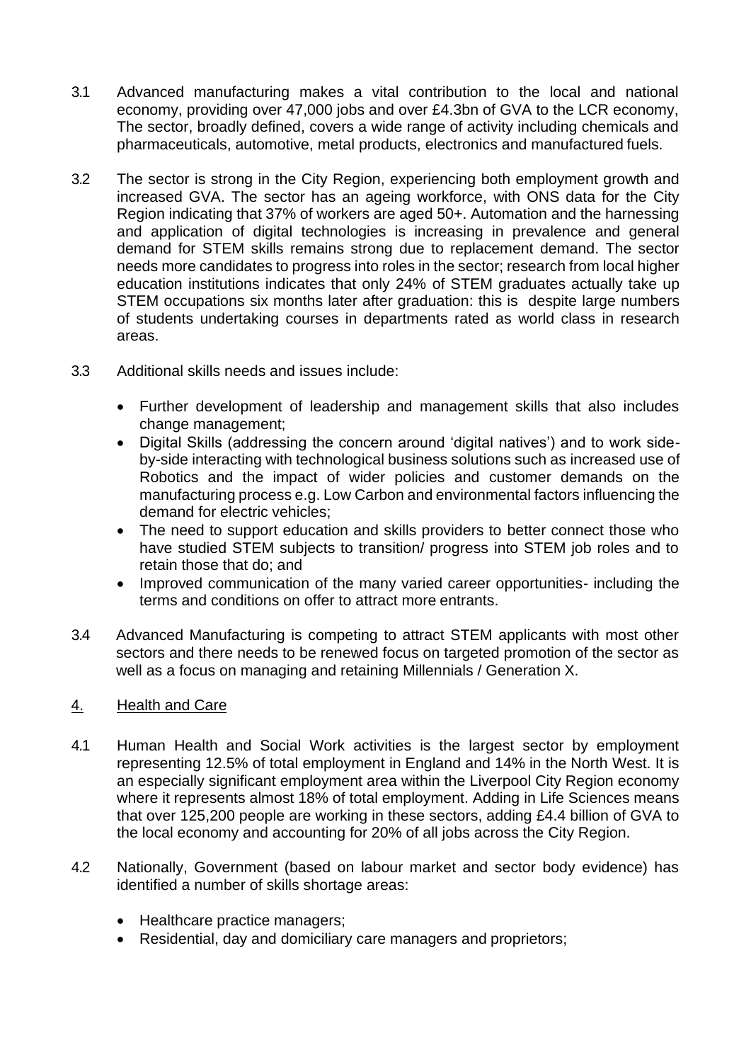3.1 Advanced manufacturing makes a vital contribution to the local and national economy, providing over 47,000 jobs and over £4.3bn of GVA to the LCR economy, The sector, broadly defined, covers a wide range of activity including chemicals and pharmaceuticals, automotive, metal products, electronics and manufactured fuels.

3.2 The sector is strong in the City Region, experiencing both employment growth and increased GVA. The sector has an ageing workforce, with ONS data for the City Region indicating that 37% of workers are aged 50+. Automation and the harnessing and application of digital technologies is increasing in prevalence and general demand for STEM skills remains strong due to replacement demand. The sector needs more candidates to progress into roles in the sector; research from local higher education institutions indicates that only 24% of STEM graduates actually take up STEM occupations six months later after graduation: this is despite large numbers of students undertaking courses in departments rated as world class in research areas.

3.3 Additional skills needs and issues include:

- Further development of leadership and management skills that also includes change management;
- Digital Skills (addressing the concern around 'digital natives') and to work side-by-side interacting with technological business solutions such as increased use of Robotics and the impact of wider policies and customer demands on the manufacturing process e.g. Low Carbon and environmental factors influencing the demand for electric vehicles;
- The need to support education and skills providers to better connect those who have studied STEM subjects to transition/ progress into STEM job roles and to retain those that do; and
- Improved communication of the many varied career opportunities- including the terms and conditions on offer to attract more entrants.

3.4 Advanced Manufacturing is competing to attract STEM applicants with most other sectors and there needs to be renewed focus on targeted promotion of the sector as well as a focus on managing and retaining Millennials / Generation X.

## 4. Health and Care

4.1 Human Health and Social Work activities is the largest sector by employment representing 12.5% of total employment in England and 14% in the North West. It is an especially significant employment area within the Liverpool City Region economy where it represents almost 18% of total employment. Adding in Life Sciences means that over 125,200 people are working in these sectors, adding £4.4 billion of GVA to the local economy and accounting for 20% of all jobs across the City Region.

4.2 Nationally, Government (based on labour market and sector body evidence) has identified a number of skills shortage areas:

- Healthcare practice managers;
- Residential, day and domiciliary care managers and proprietors;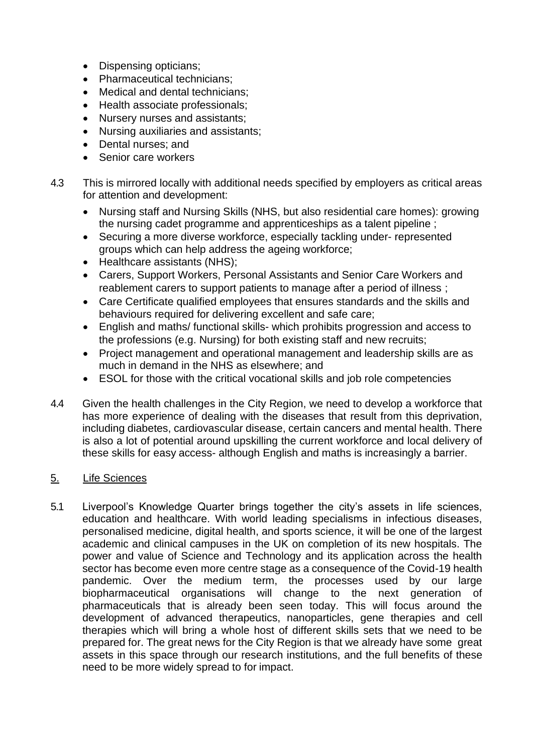- Dispensing opticians;
- Pharmaceutical technicians;
- Medical and dental technicians;
- Health associate professionals;
- Nursery nurses and assistants;
- Nursing auxiliaries and assistants;
- Dental nurses; and
- Senior care workers

4.3 This is mirrored locally with additional needs specified by employers as critical areas for attention and development:

- Nursing staff and Nursing Skills (NHS, but also residential care homes): growing the nursing cadet programme and apprenticeships as a talent pipeline ;
- Securing a more diverse workforce, especially tackling under- represented groups which can help address the ageing workforce;
- Healthcare assistants (NHS);
- Carers, Support Workers, Personal Assistants and Senior Care Workers and reablement carers to support patients to manage after a period of illness ;
- Care Certificate qualified employees that ensures standards and the skills and behaviours required for delivering excellent and safe care;
- English and maths/ functional skills- which prohibits progression and access to the professions (e.g. Nursing) for both existing staff and new recruits;
- Project management and operational management and leadership skills are as much in demand in the NHS as elsewhere; and
- ESOL for those with the critical vocational skills and job role competencies

4.4 Given the health challenges in the City Region, we need to develop a workforce that has more experience of dealing with the diseases that result from this deprivation, including diabetes, cardiovascular disease, certain cancers and mental health. There is also a lot of potential around upskilling the current workforce and local delivery of these skills for easy access- although English and maths is increasingly a barrier.

## 5. Life Sciences

5.1 Liverpool's Knowledge Quarter brings together the city's assets in life sciences, education and healthcare. With world leading specialisms in infectious diseases, personalised medicine, digital health, and sports science, it will be one of the largest academic and clinical campuses in the UK on completion of its new hospitals. The power and value of Science and Technology and its application across the health sector has become even more centre stage as a consequence of the Covid-19 health pandemic. Over the medium term, the processes used by our large biopharmaceutical organisations will change to the next generation of pharmaceuticals that is already been seen today. This will focus around the development of advanced therapeutics, nanoparticles, gene therapies and cell therapies which will bring a whole host of different skills sets that we need to be prepared for. The great news for the City Region is that we already have some great assets in this space through our research institutions, and the full benefits of these need to be more widely spread to for impact.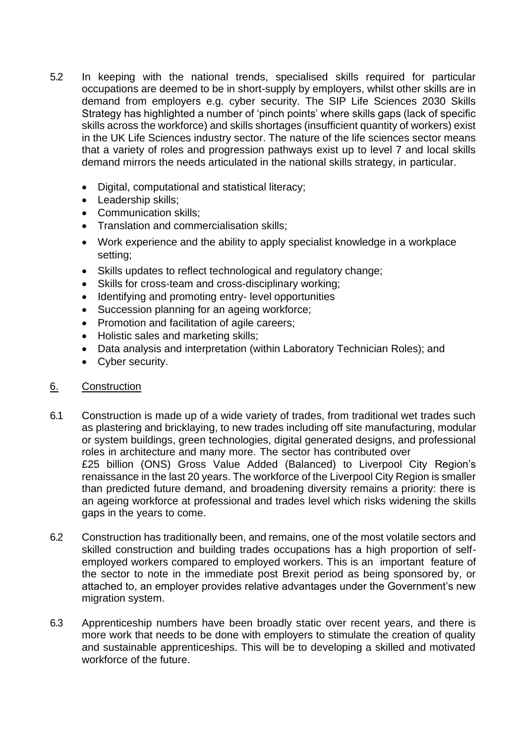5.2 In keeping with the national trends, specialised skills required for particular occupations are deemed to be in short-supply by employers, whilst other skills are in demand from employers e.g. cyber security. The SIP Life Sciences 2030 Skills Strategy has highlighted a number of 'pinch points' where skills gaps (lack of specific skills across the workforce) and skills shortages (insufficient quantity of workers) exist in the UK Life Sciences industry sector. The nature of the life sciences sector means that a variety of roles and progression pathways exist up to level 7 and local skills demand mirrors the needs articulated in the national skills strategy, in particular.

- Digital, computational and statistical literacy;
- Leadership skills;
- Communication skills;
- Translation and commercialisation skills;
- Work experience and the ability to apply specialist knowledge in a workplace setting;
- Skills updates to reflect technological and regulatory change;
- Skills for cross-team and cross-disciplinary working;
- Identifying and promoting entry- level opportunities
- Succession planning for an ageing workforce;
- Promotion and facilitation of agile careers;
- Holistic sales and marketing skills;
- Data analysis and interpretation (within Laboratory Technician Roles); and
- Cyber security.

## 6. Construction

6.1 Construction is made up of a wide variety of trades, from traditional wet trades such as plastering and bricklaying, to new trades including off site manufacturing, modular or system buildings, green technologies, digital generated designs, and professional roles in architecture and many more. The sector has contributed over £25 billion (ONS) Gross Value Added (Balanced) to Liverpool City Region's renaissance in the last 20 years. The workforce of the Liverpool City Region is smaller than predicted future demand, and broadening diversity remains a priority: there is an ageing workforce at professional and trades level which risks widening the skills gaps in the years to come.

6.2 Construction has traditionally been, and remains, one of the most volatile sectors and skilled construction and building trades occupations has a high proportion of self-employed workers compared to employed workers. This is an important feature of the sector to note in the immediate post Brexit period as being sponsored by, or attached to, an employer provides relative advantages under the Government's new migration system.

6.3 Apprenticeship numbers have been broadly static over recent years, and there is more work that needs to be done with employers to stimulate the creation of quality and sustainable apprenticeships. This will be to developing a skilled and motivated workforce of the future.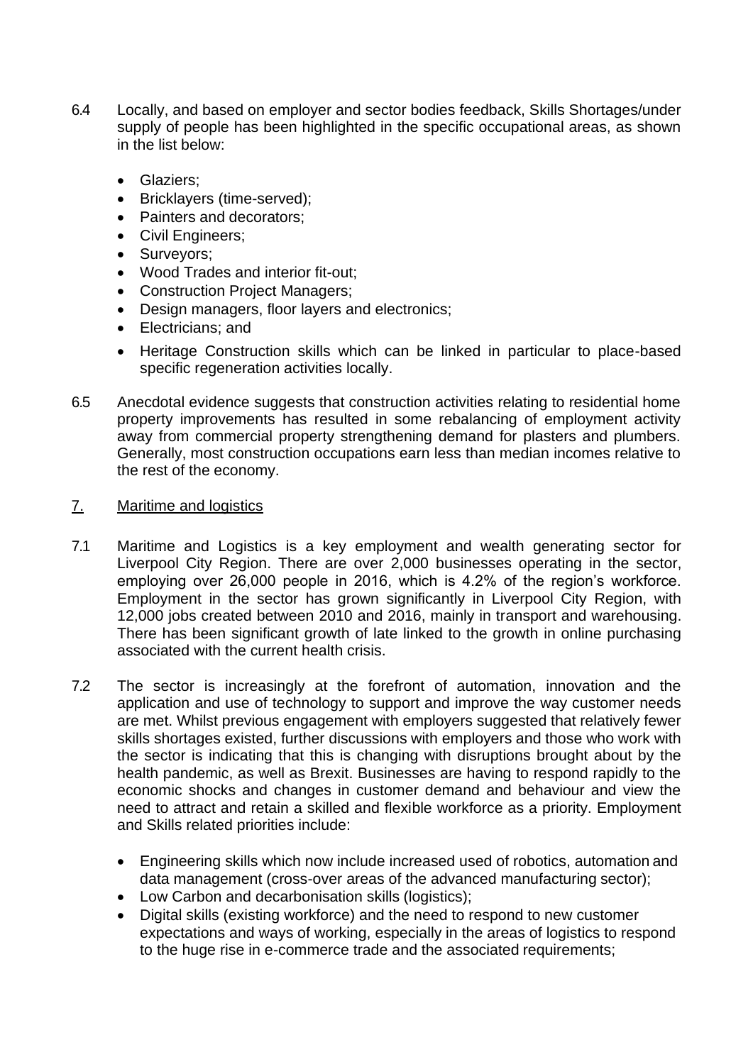6.4 Locally, and based on employer and sector bodies feedback, Skills Shortages/under supply of people has been highlighted in the specific occupational areas, as shown in the list below:

- Glaziers;
- Bricklayers (time-served);
- Painters and decorators;
- Civil Engineers;
- Surveyors;
- Wood Trades and interior fit-out;
- Construction Project Managers;
- Design managers, floor layers and electronics;
- Electricians; and
- Heritage Construction skills which can be linked in particular to place-based specific regeneration activities locally.

6.5 Anecdotal evidence suggests that construction activities relating to residential home property improvements has resulted in some rebalancing of employment activity away from commercial property strengthening demand for plasters and plumbers. Generally, most construction occupations earn less than median incomes relative to the rest of the economy.

## 7. Maritime and logistics

7.1 Maritime and Logistics is a key employment and wealth generating sector for Liverpool City Region. There are over 2,000 businesses operating in the sector, employing over 26,000 people in 2016, which is 4.2% of the region's workforce. Employment in the sector has grown significantly in Liverpool City Region, with 12,000 jobs created between 2010 and 2016, mainly in transport and warehousing. There has been significant growth of late linked to the growth in online purchasing associated with the current health crisis.

7.2 The sector is increasingly at the forefront of automation, innovation and the application and use of technology to support and improve the way customer needs are met. Whilst previous engagement with employers suggested that relatively fewer skills shortages existed, further discussions with employers and those who work with the sector is indicating that this is changing with disruptions brought about by the health pandemic, as well as Brexit. Businesses are having to respond rapidly to the economic shocks and changes in customer demand and behaviour and view the need to attract and retain a skilled and flexible workforce as a priority. Employment and Skills related priorities include:

- Engineering skills which now include increased used of robotics, automation and data management (cross-over areas of the advanced manufacturing sector);
- Low Carbon and decarbonisation skills (logistics);
- Digital skills (existing workforce) and the need to respond to new customer expectations and ways of working, especially in the areas of logistics to respond to the huge rise in e-commerce trade and the associated requirements;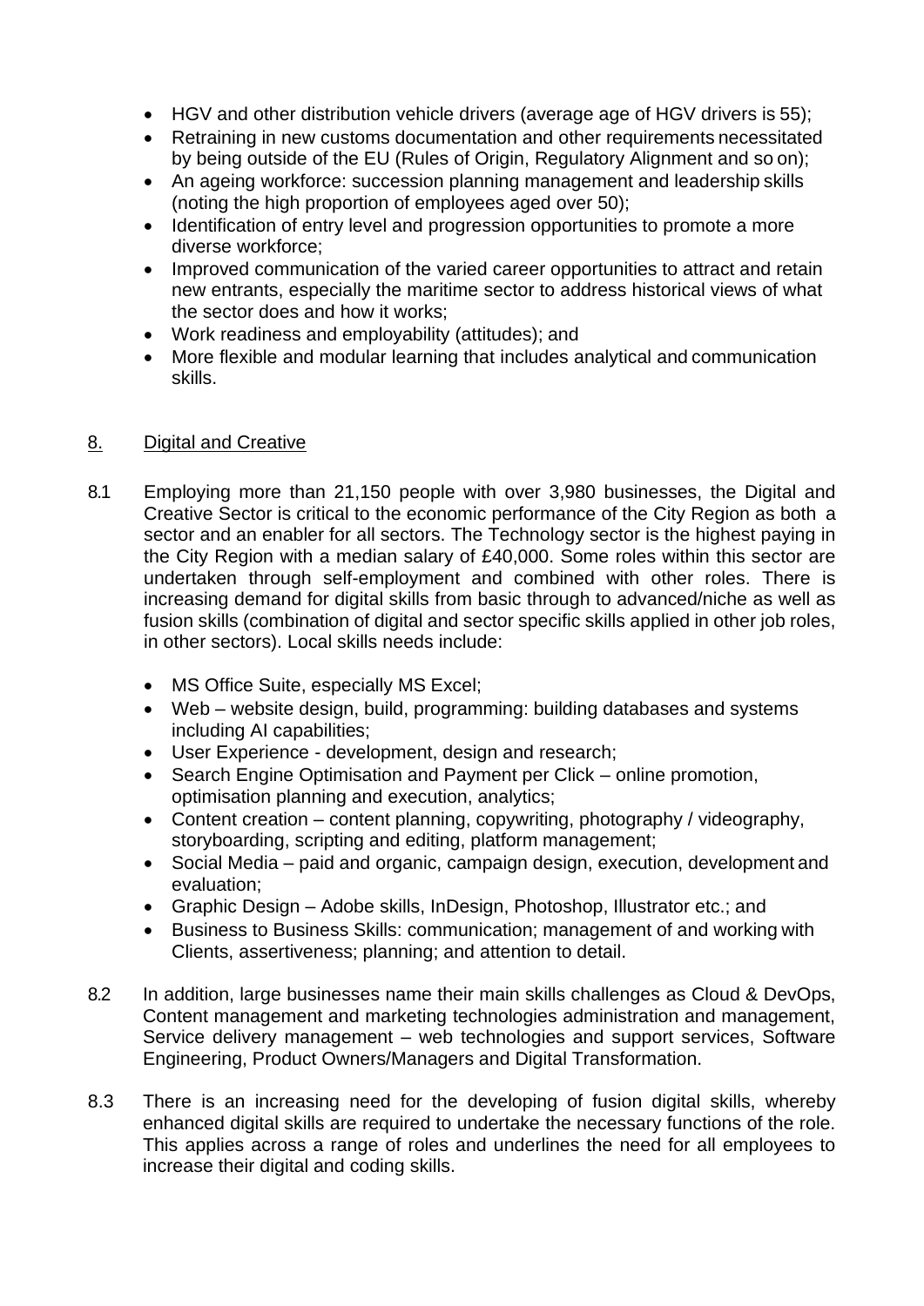- HGV and other distribution vehicle drivers (average age of HGV drivers is 55);
- Retraining in new customs documentation and other requirements necessitated by being outside of the EU (Rules of Origin, Regulatory Alignment and so on);
- An ageing workforce: succession planning management and leadership skills (noting the high proportion of employees aged over 50);
- Identification of entry level and progression opportunities to promote a more diverse workforce;
- Improved communication of the varied career opportunities to attract and retain new entrants, especially the maritime sector to address historical views of what the sector does and how it works;
- Work readiness and employability (attitudes); and
- More flexible and modular learning that includes analytical and communication skills.

## 8. Digital and Creative

8.1 Employing more than 21,150 people with over 3,980 businesses, the Digital and Creative Sector is critical to the economic performance of the City Region as both a sector and an enabler for all sectors. The Technology sector is the highest paying in the City Region with a median salary of £40,000. Some roles within this sector are undertaken through self-employment and combined with other roles. There is increasing demand for digital skills from basic through to advanced/niche as well as fusion skills (combination of digital and sector specific skills applied in other job roles, in other sectors). Local skills needs include:

- MS Office Suite, especially MS Excel;
- Web – website design, build, programming: building databases and systems including AI capabilities;
- User Experience - development, design and research;
- Search Engine Optimisation and Payment per Click – online promotion, optimisation planning and execution, analytics;
- Content creation – content planning, copywriting, photography / videography, storyboarding, scripting and editing, platform management;
- Social Media – paid and organic, campaign design, execution, development and evaluation;
- Graphic Design – Adobe skills, InDesign, Photoshop, Illustrator etc.; and
- Business to Business Skills: communication; management of and working with Clients, assertiveness; planning; and attention to detail.

8.2 In addition, large businesses name their main skills challenges as Cloud & DevOps, Content management and marketing technologies administration and management, Service delivery management – web technologies and support services, Software Engineering, Product Owners/Managers and Digital Transformation.

8.3 There is an increasing need for the developing of fusion digital skills, whereby enhanced digital skills are required to undertake the necessary functions of the role. This applies across a range of roles and underlines the need for all employees to increase their digital and coding skills.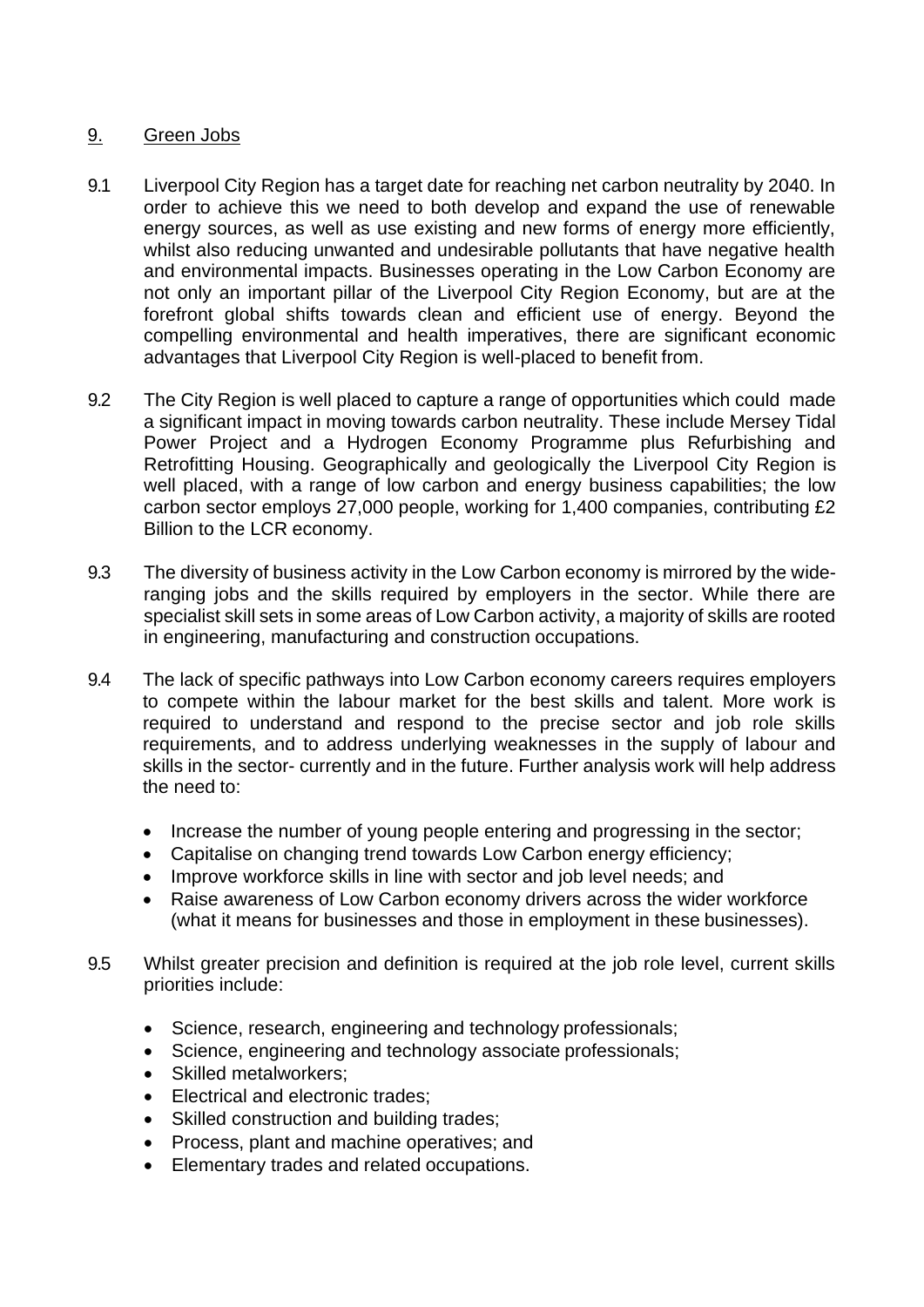## 9. Green Jobs

9.1 Liverpool City Region has a target date for reaching net carbon neutrality by 2040. In order to achieve this we need to both develop and expand the use of renewable energy sources, as well as use existing and new forms of energy more efficiently, whilst also reducing unwanted and undesirable pollutants that have negative health and environmental impacts. Businesses operating in the Low Carbon Economy are not only an important pillar of the Liverpool City Region Economy, but are at the forefront global shifts towards clean and efficient use of energy. Beyond the compelling environmental and health imperatives, there are significant economic advantages that Liverpool City Region is well-placed to benefit from.

9.2 The City Region is well placed to capture a range of opportunities which could made a significant impact in moving towards carbon neutrality. These include Mersey Tidal Power Project and a Hydrogen Economy Programme plus Refurbishing and Retrofitting Housing. Geographically and geologically the Liverpool City Region is well placed, with a range of low carbon and energy business capabilities; the low carbon sector employs 27,000 people, working for 1,400 companies, contributing £2 Billion to the LCR economy.

9.3 The diversity of business activity in the Low Carbon economy is mirrored by the wide-ranging jobs and the skills required by employers in the sector. While there are specialist skill sets in some areas of Low Carbon activity, a majority of skills are rooted in engineering, manufacturing and construction occupations.

9.4 The lack of specific pathways into Low Carbon economy careers requires employers to compete within the labour market for the best skills and talent. More work is required to understand and respond to the precise sector and job role skills requirements, and to address underlying weaknesses in the supply of labour and skills in the sector- currently and in the future. Further analysis work will help address the need to:

- Increase the number of young people entering and progressing in the sector;
- Capitalise on changing trend towards Low Carbon energy efficiency;
- Improve workforce skills in line with sector and job level needs; and
- Raise awareness of Low Carbon economy drivers across the wider workforce (what it means for businesses and those in employment in these businesses).

9.5 Whilst greater precision and definition is required at the job role level, current skills priorities include:

- Science, research, engineering and technology professionals;
- Science, engineering and technology associate professionals;
- Skilled metalworkers;
- Electrical and electronic trades;
- Skilled construction and building trades;
- Process, plant and machine operatives; and
- Elementary trades and related occupations.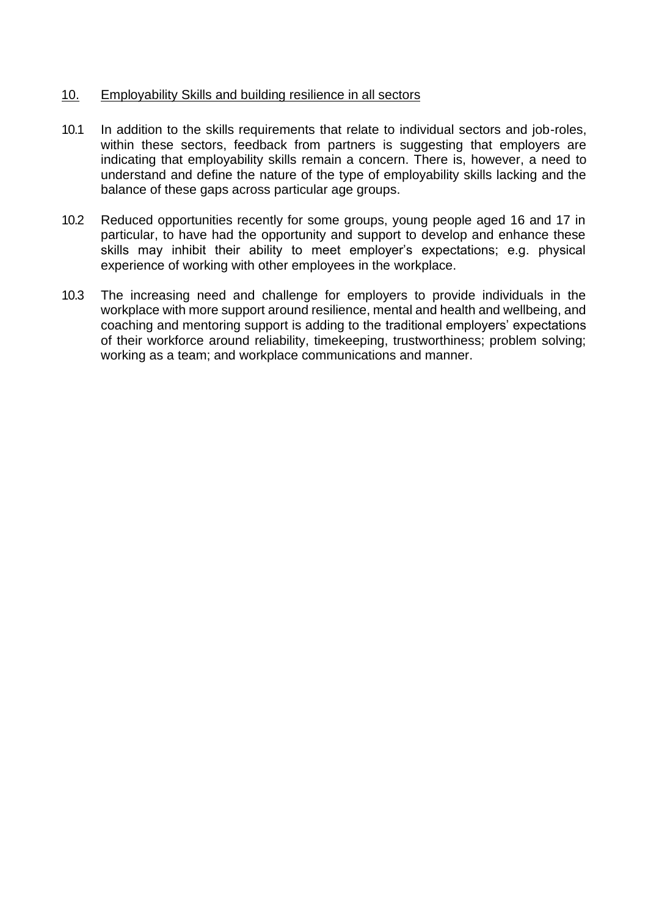## 10. Employability Skills and building resilience in all sectors

10.1 In addition to the skills requirements that relate to individual sectors and job-roles, within these sectors, feedback from partners is suggesting that employers are indicating that employability skills remain a concern. There is, however, a need to understand and define the nature of the type of employability skills lacking and the balance of these gaps across particular age groups.

10.2 Reduced opportunities recently for some groups, young people aged 16 and 17 in particular, to have had the opportunity and support to develop and enhance these skills may inhibit their ability to meet employer's expectations; e.g. physical experience of working with other employees in the workplace.

10.3 The increasing need and challenge for employers to provide individuals in the workplace with more support around resilience, mental and health and wellbeing, and coaching and mentoring support is adding to the traditional employers' expectations of their workforce around reliability, timekeeping, trustworthiness; problem solving; working as a team; and workplace communications and manner.